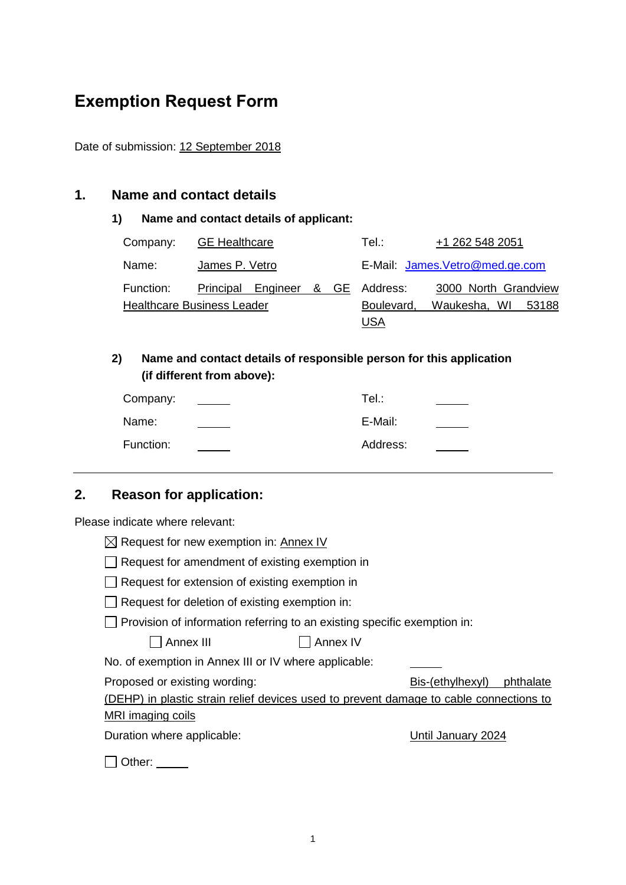# Exemption Request Form

Date of submission: 12 September 2018

## 1. Name and contact details

### 1) Name and contact details of applicant:

| | | | |
|---|---|---|---|
| Company: | GE Healthcare | Tel.: | +1 262 548 2051 |
| Name: | James P. Vetro | E-Mail: | James.Vetro@med.ge.com |
| Function: | Principal Engineer & GE Healthcare Business Leader | Address: | 3000 North Grandview Boulevard, Waukesha, WI 53188 USA |

### 2) Name and contact details of responsible person for this application (if different from above):

| | | | |
|---|---|---|---|
| Company: | | Tel.: | |
| Name: | | E-Mail: | |
| Function: | | Address: | |

---

## 2. Reason for application:

Please indicate where relevant:

☒ Request for new exemption in: Annex IV

☐ Request for amendment of existing exemption in

☐ Request for extension of existing exemption in

☐ Request for deletion of existing exemption in:

☐ Provision of information referring to an existing specific exemption in:

☐ Annex III ☐ Annex IV

No. of exemption in Annex III or IV where applicable:

Proposed or existing wording: Bis-(ethylhexyl) phthalate (DEHP) in plastic strain relief devices used to prevent damage to cable connections to MRI imaging coils

Duration where applicable: Until January 2024

☐ Other: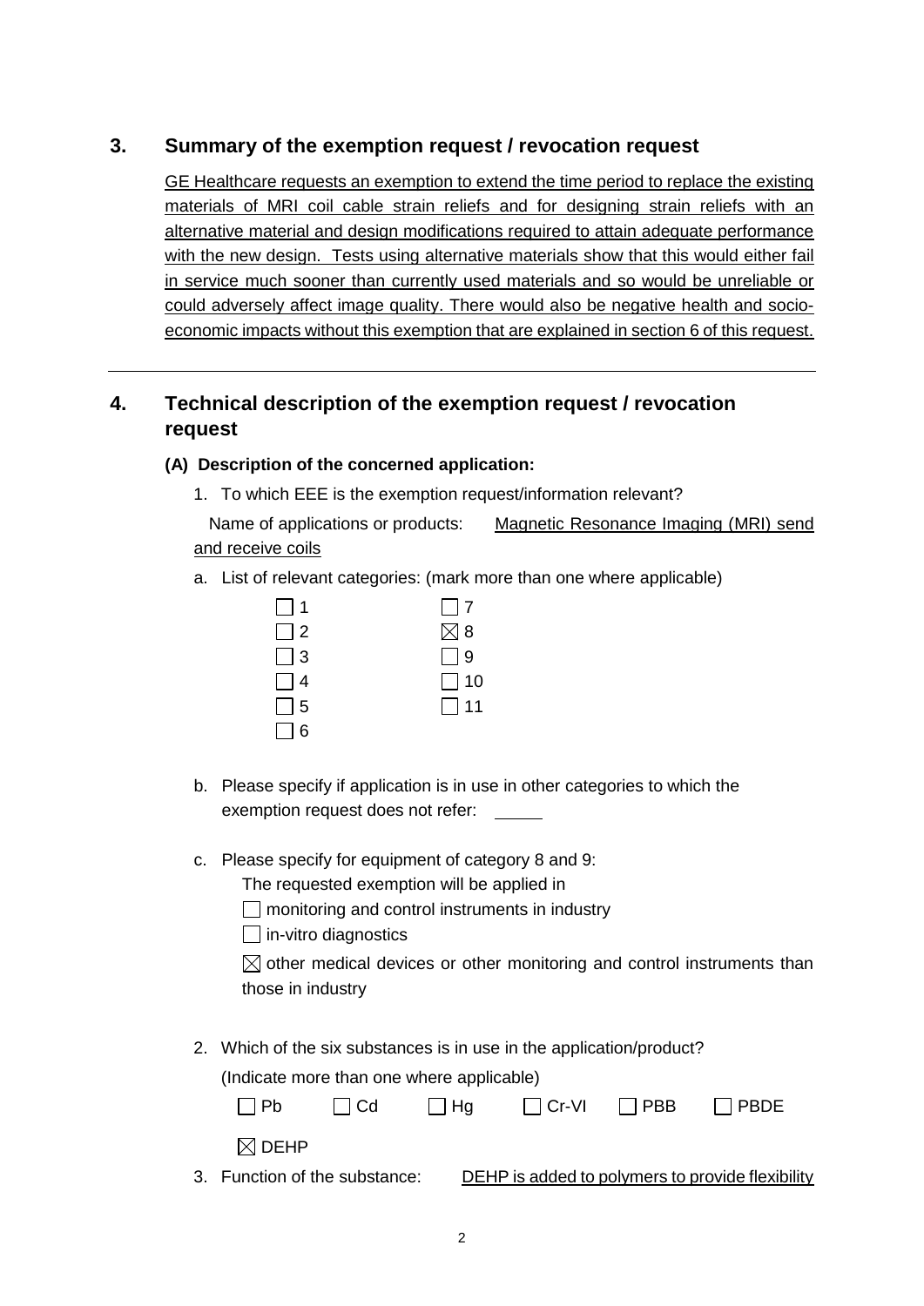## 3. Summary of the exemption request / revocation request

GE Healthcare requests an exemption to extend the time period to replace the existing materials of MRI coil cable strain reliefs and for designing strain reliefs with an alternative material and design modifications required to attain adequate performance with the new design. Tests using alternative materials show that this would either fail in service much sooner than currently used materials and so would be unreliable or could adversely affect image quality. There would also be negative health and socio-economic impacts without this exemption that are explained in section 6 of this request.

---

## 4. Technical description of the exemption request / revocation request

### (A) Description of the concerned application:

1. To which EEE is the exemption request/information relevant?

   Name of applications or products: Magnetic Resonance Imaging (MRI) send and receive coils

   a. List of relevant categories: (mark more than one where applicable)

   | | |
   |---|---|
   | ☐ 1 | ☐ 7 |
   | ☐ 2 | ☒ 8 |
   | ☐ 3 | ☐ 9 |
   | ☐ 4 | ☐ 10 |
   | ☐ 5 | ☐ 11 |
   | ☐ 6 | |

   b. Please specify if application is in use in other categories to which the exemption request does not refer: _____

   c. Please specify for equipment of category 8 and 9:

      The requested exemption will be applied in

      ☐ monitoring and control instruments in industry

      ☐ in-vitro diagnostics

      ☒ other medical devices or other monitoring and control instruments than those in industry

2. Which of the six substances is in use in the application/product?

   (Indicate more than one where applicable)

   ☐ Pb ☐ Cd ☐ Hg ☐ Cr-VI ☐ PBB ☐ PBDE

   ☒ DEHP

3. Function of the substance: DEHP is added to polymers to provide flexibility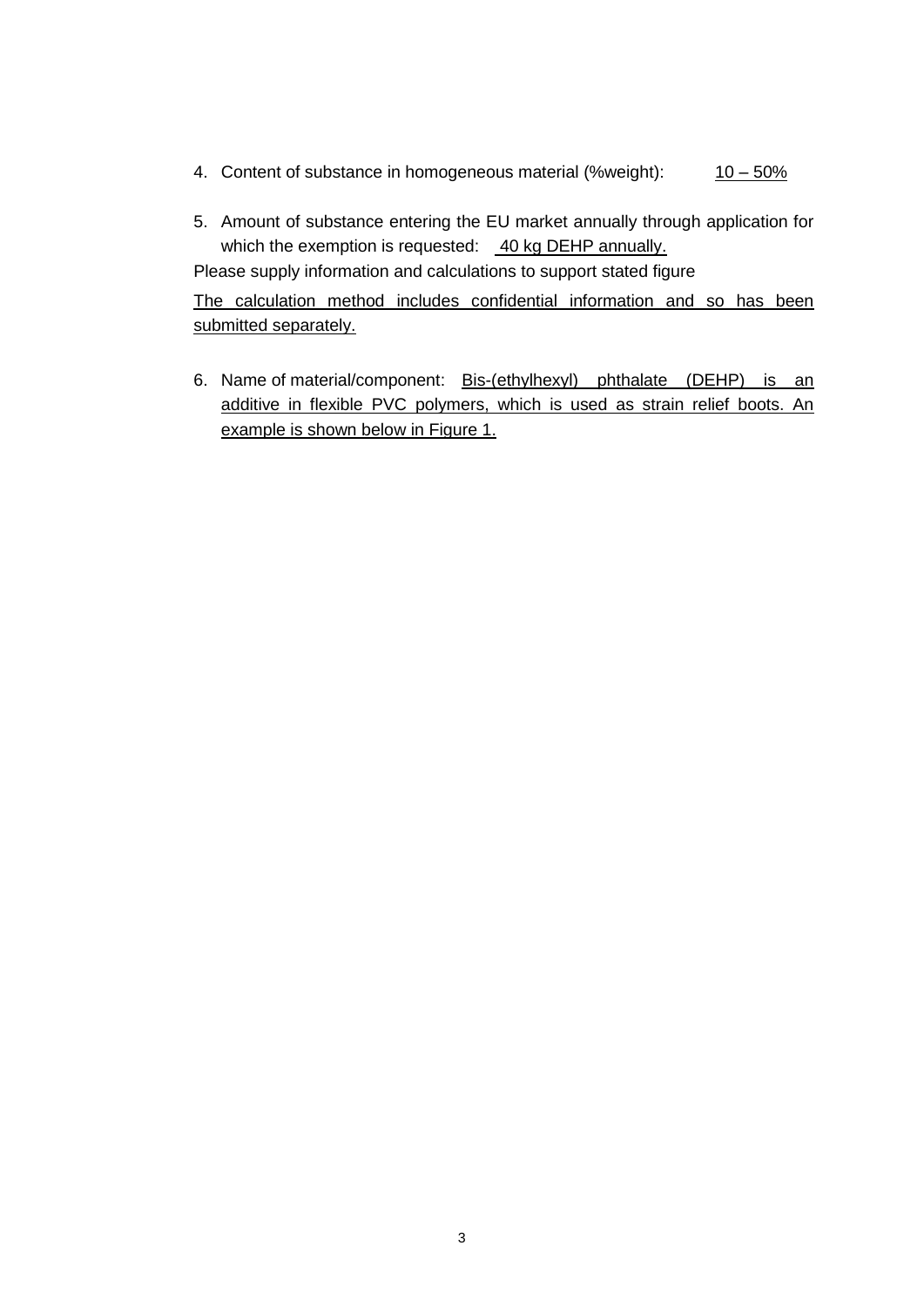4. Content of substance in homogeneous material (%weight): 10 – 50%

5. Amount of substance entering the EU market annually through application for which the exemption is requested: 40 kg DEHP annually.

Please supply information and calculations to support stated figure

The calculation method includes confidential information and so has been submitted separately.

6. Name of material/component: Bis-(ethylhexyl) phthalate (DEHP) is an additive in flexible PVC polymers, which is used as strain relief boots. An example is shown below in Figure 1.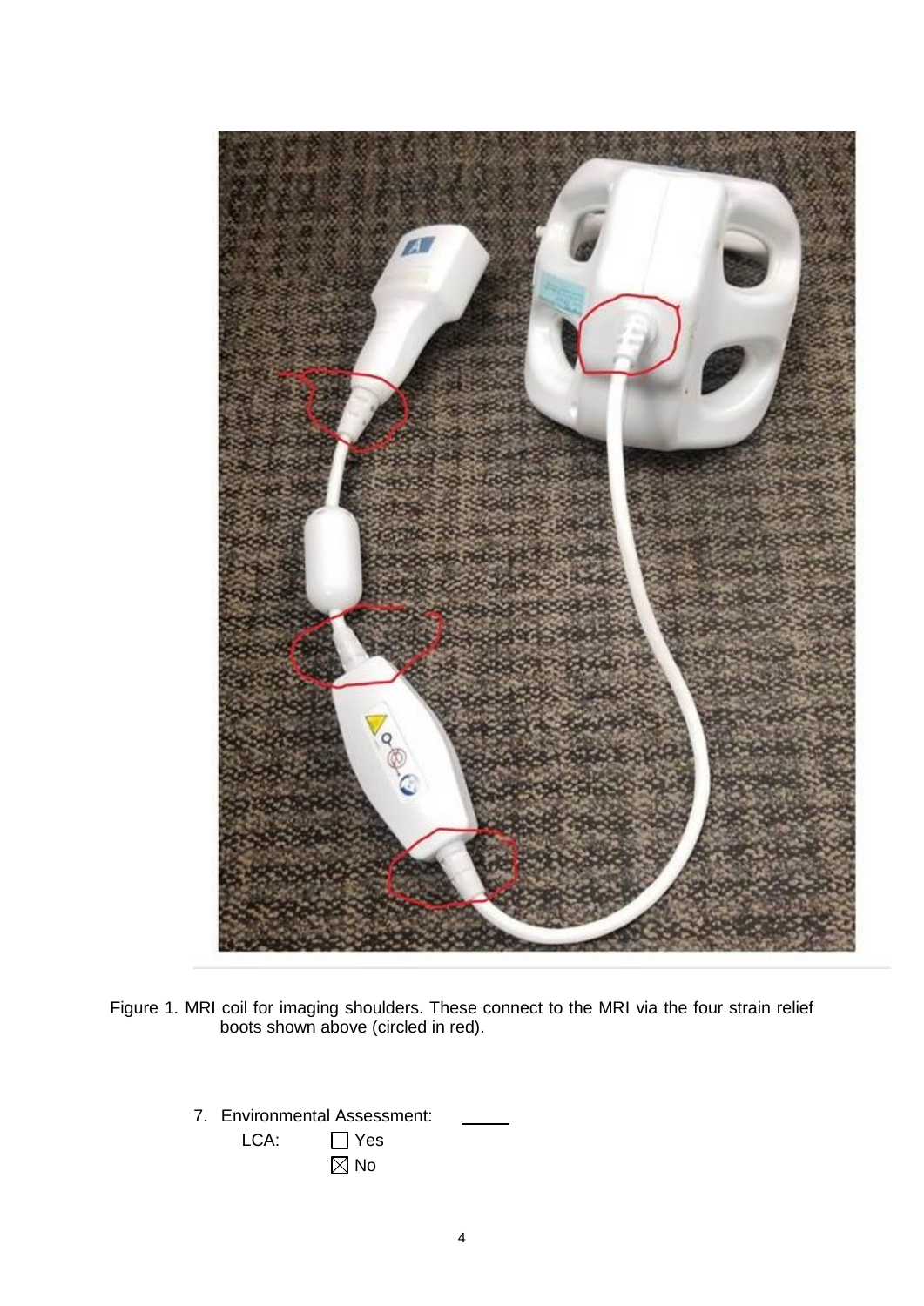Figure 1. MRI coil for imaging shoulders. These connect to the MRI via the four strain relief boots shown above (circled in red).

7. Environmental Assessment: \_\_\_\_\_

   LCA: ☐ Yes
   
   ☒ No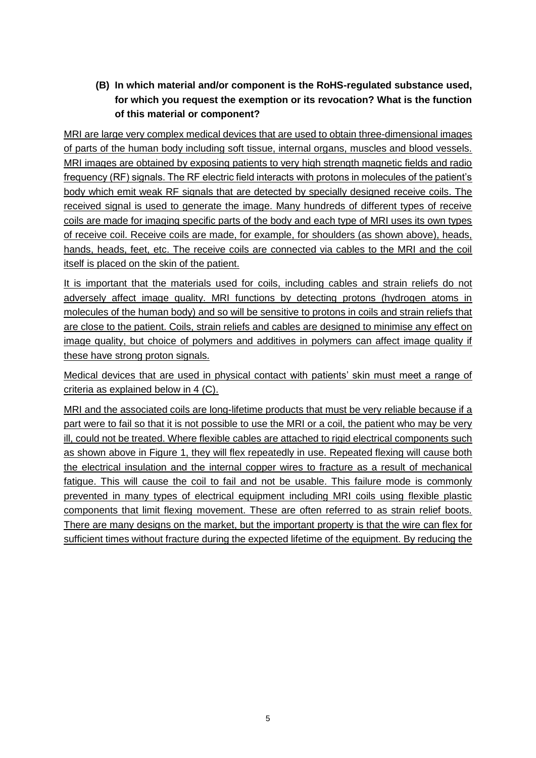**(B) In which material and/or component is the RoHS-regulated substance used, for which you request the exemption or its revocation? What is the function of this material or component?**

MRI are large very complex medical devices that are used to obtain three-dimensional images of parts of the human body including soft tissue, internal organs, muscles and blood vessels. MRI images are obtained by exposing patients to very high strength magnetic fields and radio frequency (RF) signals. The RF electric field interacts with protons in molecules of the patient's body which emit weak RF signals that are detected by specially designed receive coils. The received signal is used to generate the image. Many hundreds of different types of receive coils are made for imaging specific parts of the body and each type of MRI uses its own types of receive coil. Receive coils are made, for example, for shoulders (as shown above), heads, hands, heads, feet, etc. The receive coils are connected via cables to the MRI and the coil itself is placed on the skin of the patient.

It is important that the materials used for coils, including cables and strain reliefs do not adversely affect image quality. MRI functions by detecting protons (hydrogen atoms in molecules of the human body) and so will be sensitive to protons in coils and strain reliefs that are close to the patient. Coils, strain reliefs and cables are designed to minimise any effect on image quality, but choice of polymers and additives in polymers can affect image quality if these have strong proton signals.

Medical devices that are used in physical contact with patients' skin must meet a range of criteria as explained below in 4 (C).

MRI and the associated coils are long-lifetime products that must be very reliable because if a part were to fail so that it is not possible to use the MRI or a coil, the patient who may be very ill, could not be treated. Where flexible cables are attached to rigid electrical components such as shown above in Figure 1, they will flex repeatedly in use. Repeated flexing will cause both the electrical insulation and the internal copper wires to fracture as a result of mechanical fatigue. This will cause the coil to fail and not be usable. This failure mode is commonly prevented in many types of electrical equipment including MRI coils using flexible plastic components that limit flexing movement. These are often referred to as strain relief boots. There are many designs on the market, but the important property is that the wire can flex for sufficient times without fracture during the expected lifetime of the equipment. By reducing the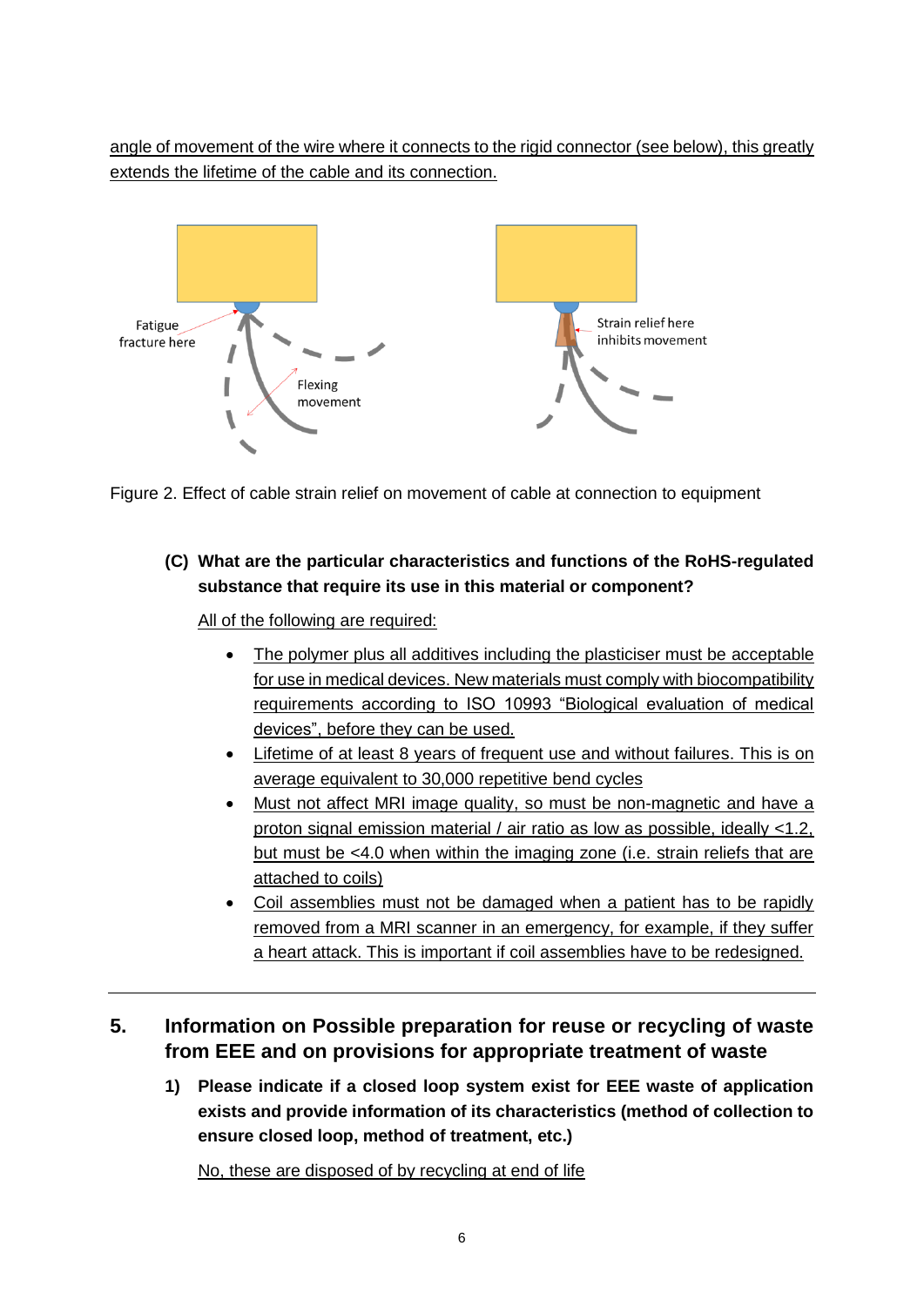angle of movement of the wire where it connects to the rigid connector (see below), this greatly extends the lifetime of the cable and its connection.

Figure 2. Effect of cable strain relief on movement of cable at connection to equipment

**(C) What are the particular characteristics and functions of the RoHS-regulated substance that require its use in this material or component?**

All of the following are required:

- The polymer plus all additives including the plasticiser must be acceptable for use in medical devices. New materials must comply with biocompatibility requirements according to ISO 10993 "Biological evaluation of medical devices", before they can be used.
- Lifetime of at least 8 years of frequent use and without failures. This is on average equivalent to 30,000 repetitive bend cycles
- Must not affect MRI image quality, so must be non-magnetic and have a proton signal emission material / air ratio as low as possible, ideally <1.2, but must be <4.0 when within the imaging zone (i.e. strain reliefs that are attached to coils)
- Coil assemblies must not be damaged when a patient has to be rapidly removed from a MRI scanner in an emergency, for example, if they suffer a heart attack. This is important if coil assemblies have to be redesigned.

## 5. Information on Possible preparation for reuse or recycling of waste from EEE and on provisions for appropriate treatment of waste

**1) Please indicate if a closed loop system exist for EEE waste of application exists and provide information of its characteristics (method of collection to ensure closed loop, method of treatment, etc.)**

No, these are disposed of by recycling at end of life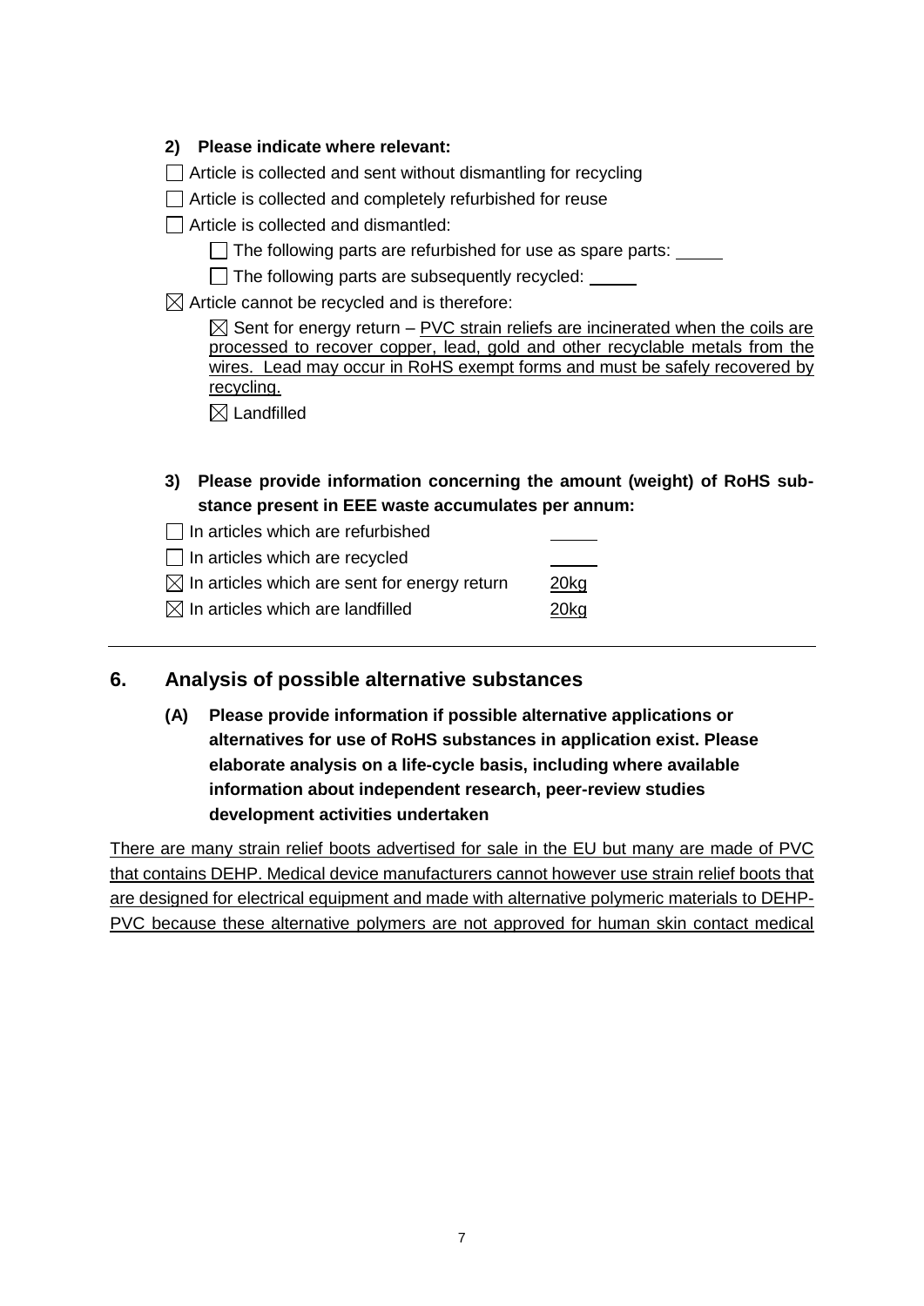**2) Please indicate where relevant:**

☐ Article is collected and sent without dismantling for recycling

☐ Article is collected and completely refurbished for reuse

☐ Article is collected and dismantled:

  ☐ The following parts are refurbished for use as spare parts: _____

  ☐ The following parts are subsequently recycled: _____

☒ Article cannot be recycled and is therefore:

  ☒ Sent for energy return – PVC strain reliefs are incinerated when the coils are processed to recover copper, lead, gold and other recyclable metals from the wires. Lead may occur in RoHS exempt forms and must be safely recovered by recycling.

  ☒ Landfilled

**3) Please provide information concerning the amount (weight) of RoHS substance present in EEE waste accumulates per annum:**

| | |
|---|---|
| ☐ In articles which are refurbished | _____ |
| ☐ In articles which are recycled | _____ |
| ☒ In articles which are sent for energy return | 20kg |
| ☒ In articles which are landfilled | 20kg |

---

## 6. Analysis of possible alternative substances

**(A) Please provide information if possible alternative applications or alternatives for use of RoHS substances in application exist. Please elaborate analysis on a life-cycle basis, including where available information about independent research, peer-review studies development activities undertaken**

There are many strain relief boots advertised for sale in the EU but many are made of PVC that contains DEHP. Medical device manufacturers cannot however use strain relief boots that are designed for electrical equipment and made with alternative polymeric materials to DEHP-PVC because these alternative polymers are not approved for human skin contact medical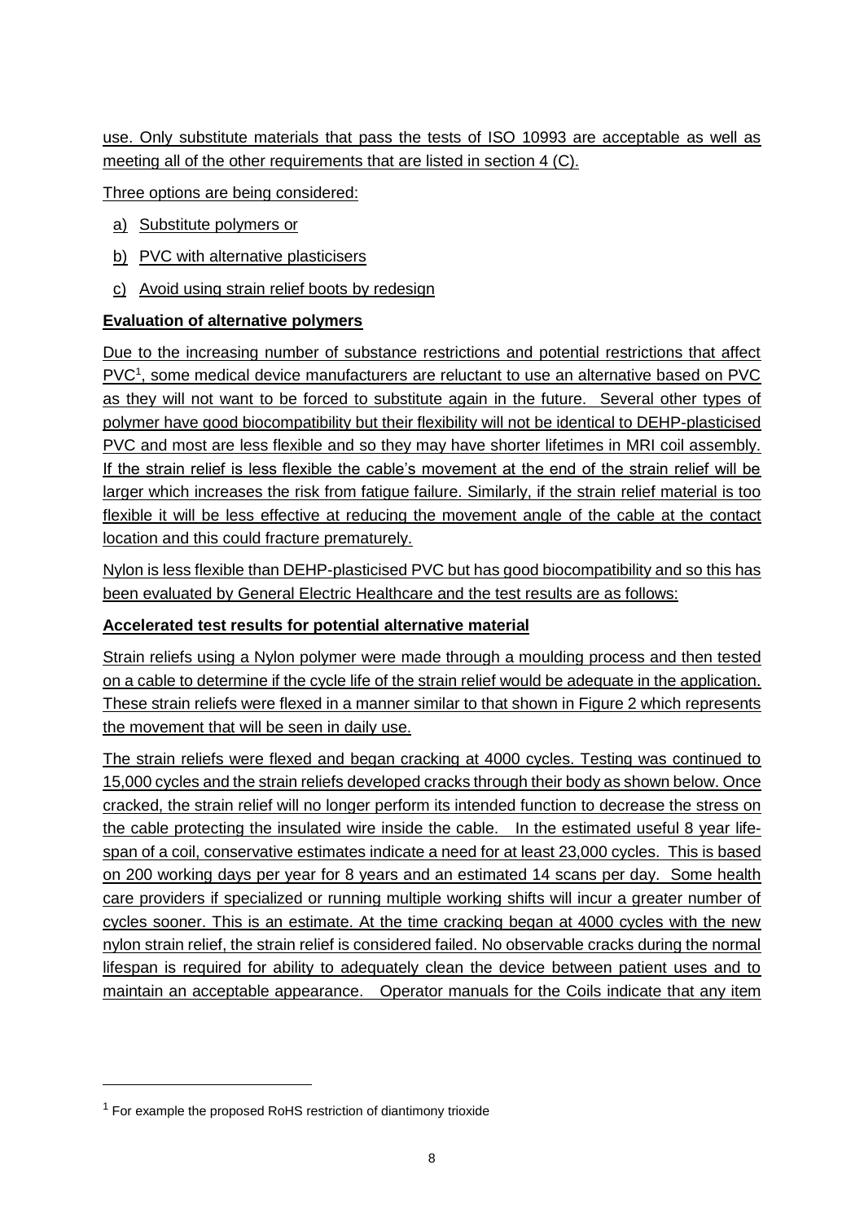use. Only substitute materials that pass the tests of ISO 10993 are acceptable as well as meeting all of the other requirements that are listed in section 4 (C).

Three options are being considered:

a) Substitute polymers or
b) PVC with alternative plasticisers
c) Avoid using strain relief boots by redesign

**Evaluation of alternative polymers**

Due to the increasing number of substance restrictions and potential restrictions that affect PVC[1], some medical device manufacturers are reluctant to use an alternative based on PVC as they will not want to be forced to substitute again in the future. Several other types of polymer have good biocompatibility but their flexibility will not be identical to DEHP-plasticised PVC and most are less flexible and so they may have shorter lifetimes in MRI coil assembly. If the strain relief is less flexible the cable's movement at the end of the strain relief will be larger which increases the risk from fatigue failure. Similarly, if the strain relief material is too flexible it will be less effective at reducing the movement angle of the cable at the contact location and this could fracture prematurely.

Nylon is less flexible than DEHP-plasticised PVC but has good biocompatibility and so this has been evaluated by General Electric Healthcare and the test results are as follows:

**Accelerated test results for potential alternative material**

Strain reliefs using a Nylon polymer were made through a moulding process and then tested on a cable to determine if the cycle life of the strain relief would be adequate in the application. These strain reliefs were flexed in a manner similar to that shown in Figure 2 which represents the movement that will be seen in daily use.

The strain reliefs were flexed and began cracking at 4000 cycles. Testing was continued to 15,000 cycles and the strain reliefs developed cracks through their body as shown below. Once cracked, the strain relief will no longer perform its intended function to decrease the stress on the cable protecting the insulated wire inside the cable. In the estimated useful 8 year life-span of a coil, conservative estimates indicate a need for at least 23,000 cycles. This is based on 200 working days per year for 8 years and an estimated 14 scans per day. Some health care providers if specialized or running multiple working shifts will incur a greater number of cycles sooner. This is an estimate. At the time cracking began at 4000 cycles with the new nylon strain relief, the strain relief is considered failed. No observable cracks during the normal lifespan is required for ability to adequately clean the device between patient uses and to maintain an acceptable appearance. Operator manuals for the Coils indicate that any item

[1] For example the proposed RoHS restriction of diantimony trioxide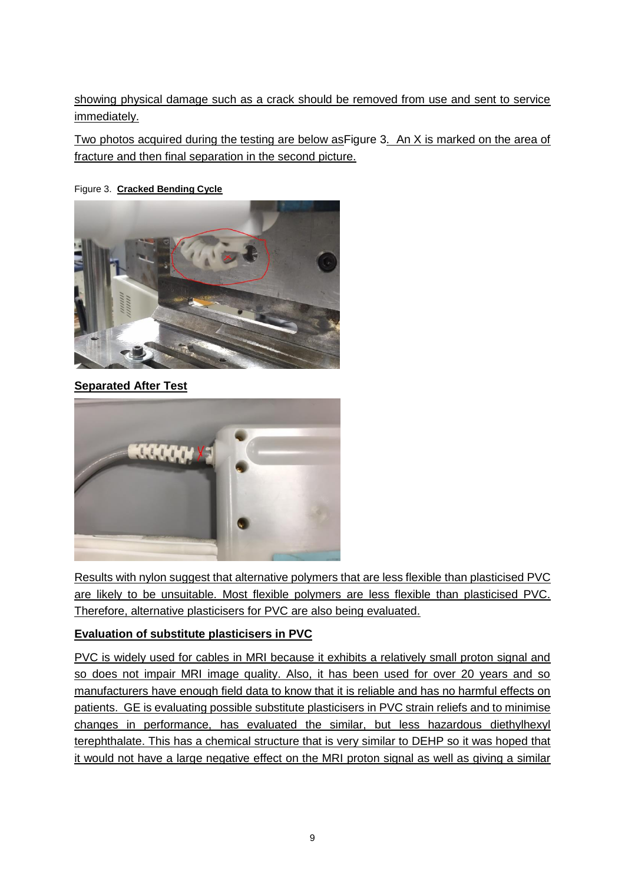showing physical damage such as a crack should be removed from use and sent to service immediately.

Two photos acquired during the testing are below asFigure 3. An X is marked on the area of fracture and then final separation in the second picture.

Figure 3. **Cracked Bending Cycle**

**Separated After Test**

Results with nylon suggest that alternative polymers that are less flexible than plasticised PVC are likely to be unsuitable. Most flexible polymers are less flexible than plasticised PVC. Therefore, alternative plasticisers for PVC are also being evaluated.

**Evaluation of substitute plasticisers in PVC**

PVC is widely used for cables in MRI because it exhibits a relatively small proton signal and so does not impair MRI image quality. Also, it has been used for over 20 years and so manufacturers have enough field data to know that it is reliable and has no harmful effects on patients. GE is evaluating possible substitute plasticisers in PVC strain reliefs and to minimise changes in performance, has evaluated the similar, but less hazardous diethylhexyl terephthalate. This has a chemical structure that is very similar to DEHP so it was hoped that it would not have a large negative effect on the MRI proton signal as well as giving a similar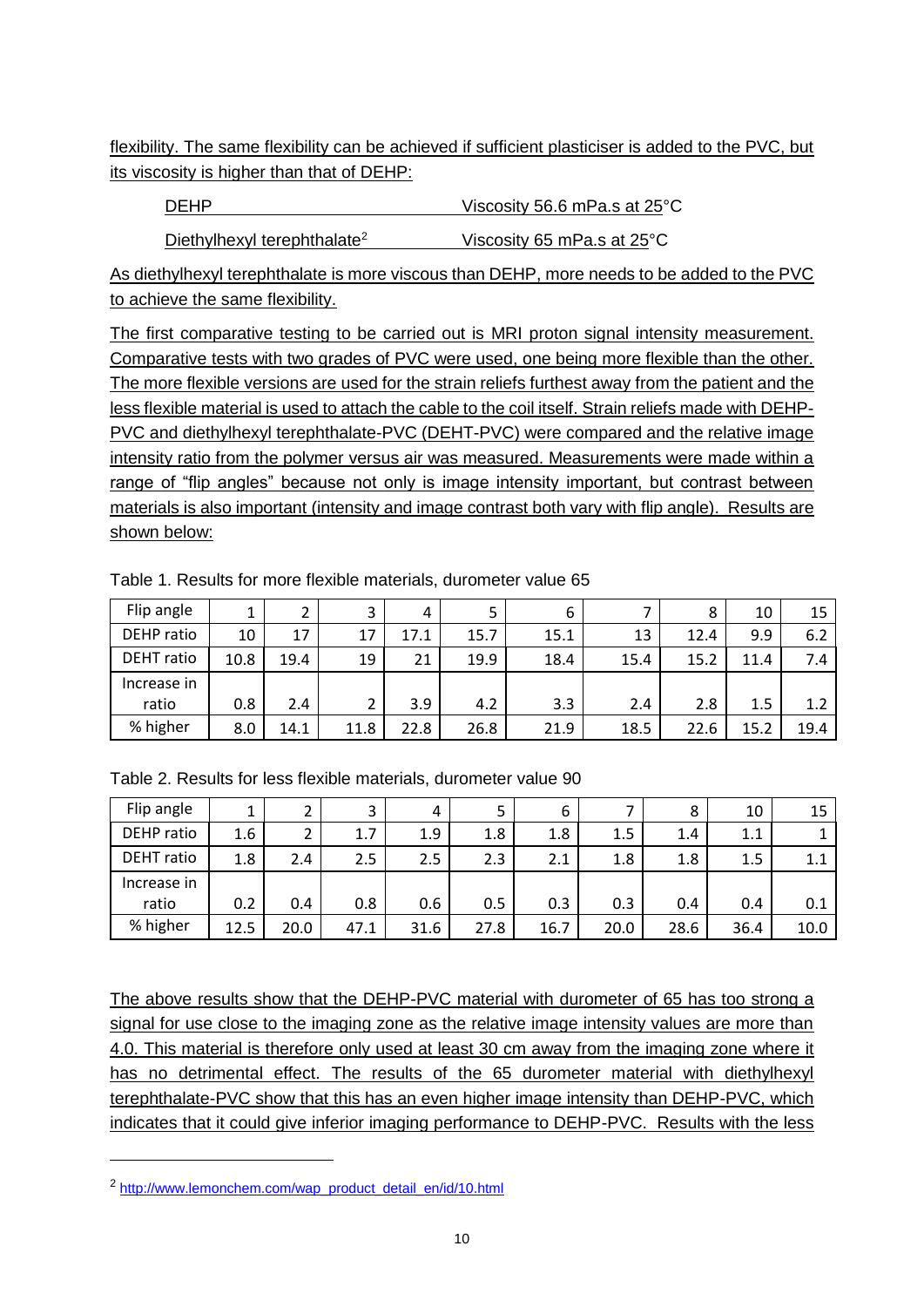flexibility. The same flexibility can be achieved if sufficient plasticiser is added to the PVC, but its viscosity is higher than that of DEHP:

| | |
|---|---|
| DEHP | Viscosity 56.6 mPa.s at 25°C |
| Diethylhexyl terephthalate[2] | Viscosity 65 mPa.s at 25°C |

As diethylhexyl terephthalate is more viscous than DEHP, more needs to be added to the PVC to achieve the same flexibility.

The first comparative testing to be carried out is MRI proton signal intensity measurement. Comparative tests with two grades of PVC were used, one being more flexible than the other. The more flexible versions are used for the strain reliefs furthest away from the patient and the less flexible material is used to attach the cable to the coil itself. Strain reliefs made with DEHP-PVC and diethylhexyl terephthalate-PVC (DEHT-PVC) were compared and the relative image intensity ratio from the polymer versus air was measured. Measurements were made within a range of "flip angles" because not only is image intensity important, but contrast between materials is also important (intensity and image contrast both vary with flip angle). Results are shown below:

Table 1. Results for more flexible materials, durometer value 65

| Flip angle | 1 | 2 | 3 | 4 | 5 | 6 | 7 | 8 | 10 | 15 |
|---|---|---|---|---|---|---|---|---|---|---|
| DEHP ratio | 10 | 17 | 17 | 17.1 | 15.7 | 15.1 | 13 | 12.4 | 9.9 | 6.2 |
| DEHT ratio | 10.8 | 19.4 | 19 | 21 | 19.9 | 18.4 | 15.4 | 15.2 | 11.4 | 7.4 |
| Increase in ratio | 0.8 | 2.4 | 2 | 3.9 | 4.2 | 3.3 | 2.4 | 2.8 | 1.5 | 1.2 |
| % higher | 8.0 | 14.1 | 11.8 | 22.8 | 26.8 | 21.9 | 18.5 | 22.6 | 15.2 | 19.4 |

Table 2. Results for less flexible materials, durometer value 90

| Flip angle | 1 | 2 | 3 | 4 | 5 | 6 | 7 | 8 | 10 | 15 |
|---|---|---|---|---|---|---|---|---|---|---|
| DEHP ratio | 1.6 | 2 | 1.7 | 1.9 | 1.8 | 1.8 | 1.5 | 1.4 | 1.1 | 1 |
| DEHT ratio | 1.8 | 2.4 | 2.5 | 2.5 | 2.3 | 2.1 | 1.8 | 1.8 | 1.5 | 1.1 |
| Increase in ratio | 0.2 | 0.4 | 0.8 | 0.6 | 0.5 | 0.3 | 0.3 | 0.4 | 0.4 | 0.1 |
| % higher | 12.5 | 20.0 | 47.1 | 31.6 | 27.8 | 16.7 | 20.0 | 28.6 | 36.4 | 10.0 |

The above results show that the DEHP-PVC material with durometer of 65 has too strong a signal for use close to the imaging zone as the relative image intensity values are more than 4.0. This material is therefore only used at least 30 cm away from the imaging zone where it has no detrimental effect. The results of the 65 durometer material with diethylhexyl terephthalate-PVC show that this has an even higher image intensity than DEHP-PVC, which indicates that it could give inferior imaging performance to DEHP-PVC. Results with the less

[2] http://www.lemonchem.com/wap_product_detail_en/id/10.html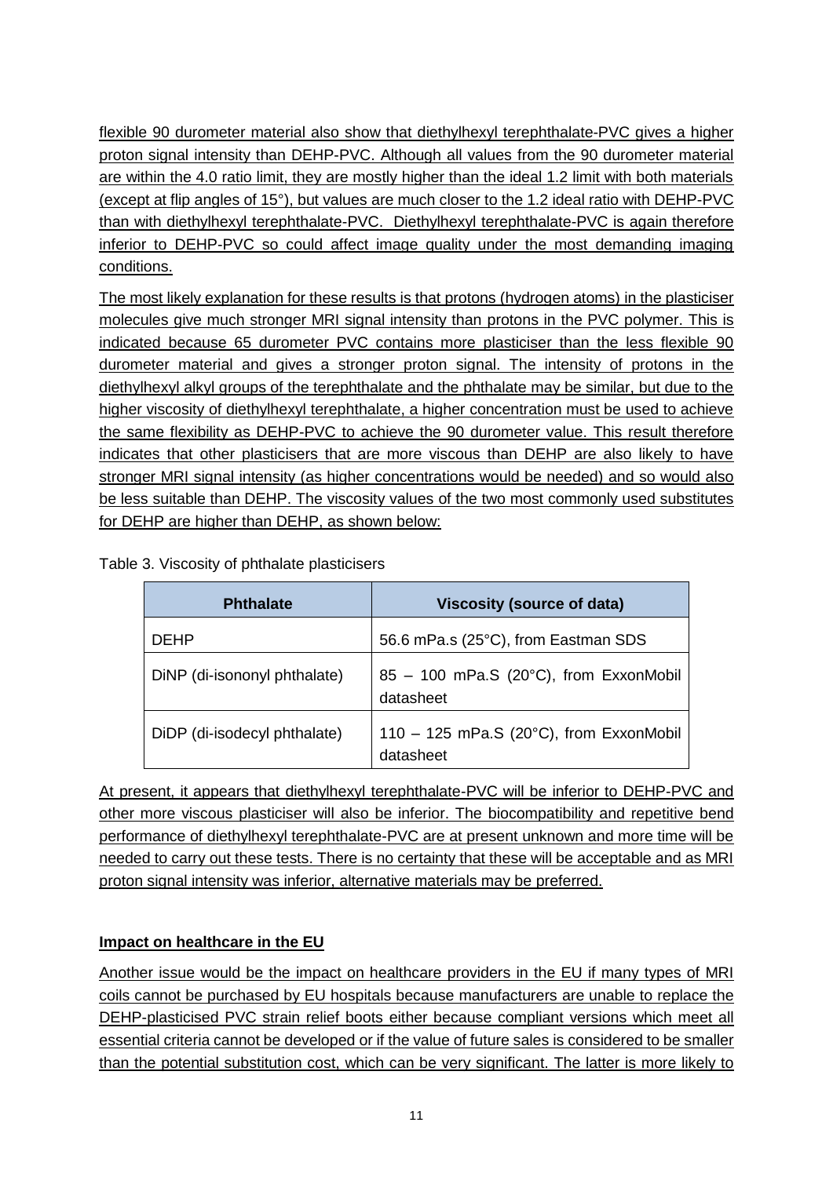flexible 90 durometer material also show that diethylhexyl terephthalate-PVC gives a higher proton signal intensity than DEHP-PVC. Although all values from the 90 durometer material are within the 4.0 ratio limit, they are mostly higher than the ideal 1.2 limit with both materials (except at flip angles of 15°), but values are much closer to the 1.2 ideal ratio with DEHP-PVC than with diethylhexyl terephthalate-PVC. Diethylhexyl terephthalate-PVC is again therefore inferior to DEHP-PVC so could affect image quality under the most demanding imaging conditions.

The most likely explanation for these results is that protons (hydrogen atoms) in the plasticiser molecules give much stronger MRI signal intensity than protons in the PVC polymer. This is indicated because 65 durometer PVC contains more plasticiser than the less flexible 90 durometer material and gives a stronger proton signal. The intensity of protons in the diethylhexyl alkyl groups of the terephthalate and the phthalate may be similar, but due to the higher viscosity of diethylhexyl terephthalate, a higher concentration must be used to achieve the same flexibility as DEHP-PVC to achieve the 90 durometer value. This result therefore indicates that other plasticisers that are more viscous than DEHP are also likely to have stronger MRI signal intensity (as higher concentrations would be needed) and so would also be less suitable than DEHP. The viscosity values of the two most commonly used substitutes for DEHP are higher than DEHP, as shown below:

Table 3. Viscosity of phthalate plasticisers

| Phthalate | Viscosity (source of data) |
|---|---|
| DEHP | 56.6 mPa.s (25°C), from Eastman SDS |
| DiNP (di-isononyl phthalate) | 85 – 100 mPa.S (20°C), from ExxonMobil datasheet |
| DiDP (di-isodecyl phthalate) | 110 – 125 mPa.S (20°C), from ExxonMobil datasheet |

At present, it appears that diethylhexyl terephthalate-PVC will be inferior to DEHP-PVC and other more viscous plasticiser will also be inferior. The biocompatibility and repetitive bend performance of diethylhexyl terephthalate-PVC are at present unknown and more time will be needed to carry out these tests. There is no certainty that these will be acceptable and as MRI proton signal intensity was inferior, alternative materials may be preferred.

**Impact on healthcare in the EU**

Another issue would be the impact on healthcare providers in the EU if many types of MRI coils cannot be purchased by EU hospitals because manufacturers are unable to replace the DEHP-plasticised PVC strain relief boots either because compliant versions which meet all essential criteria cannot be developed or if the value of future sales is considered to be smaller than the potential substitution cost, which can be very significant. The latter is more likely to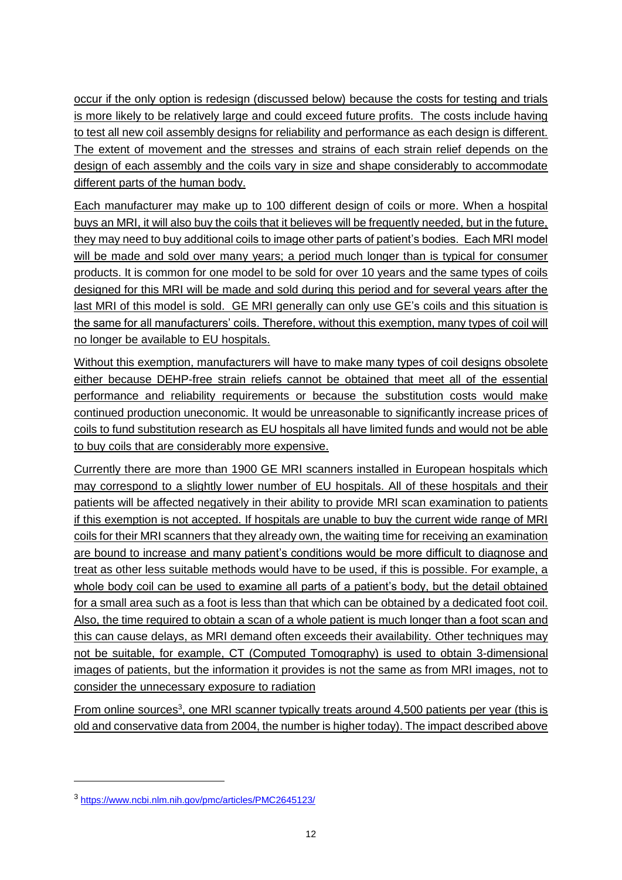occur if the only option is redesign (discussed below) because the costs for testing and trials is more likely to be relatively large and could exceed future profits. The costs include having to test all new coil assembly designs for reliability and performance as each design is different. The extent of movement and the stresses and strains of each strain relief depends on the design of each assembly and the coils vary in size and shape considerably to accommodate different parts of the human body.

Each manufacturer may make up to 100 different design of coils or more. When a hospital buys an MRI, it will also buy the coils that it believes will be frequently needed, but in the future, they may need to buy additional coils to image other parts of patient's bodies. Each MRI model will be made and sold over many years; a period much longer than is typical for consumer products. It is common for one model to be sold for over 10 years and the same types of coils designed for this MRI will be made and sold during this period and for several years after the last MRI of this model is sold. GE MRI generally can only use GE's coils and this situation is the same for all manufacturers' coils. Therefore, without this exemption, many types of coil will no longer be available to EU hospitals.

Without this exemption, manufacturers will have to make many types of coil designs obsolete either because DEHP-free strain reliefs cannot be obtained that meet all of the essential performance and reliability requirements or because the substitution costs would make continued production uneconomic. It would be unreasonable to significantly increase prices of coils to fund substitution research as EU hospitals all have limited funds and would not be able to buy coils that are considerably more expensive.

Currently there are more than 1900 GE MRI scanners installed in European hospitals which may correspond to a slightly lower number of EU hospitals. All of these hospitals and their patients will be affected negatively in their ability to provide MRI scan examination to patients if this exemption is not accepted. If hospitals are unable to buy the current wide range of MRI coils for their MRI scanners that they already own, the waiting time for receiving an examination are bound to increase and many patient's conditions would be more difficult to diagnose and treat as other less suitable methods would have to be used, if this is possible. For example, a whole body coil can be used to examine all parts of a patient's body, but the detail obtained for a small area such as a foot is less than that which can be obtained by a dedicated foot coil. Also, the time required to obtain a scan of a whole patient is much longer than a foot scan and this can cause delays, as MRI demand often exceeds their availability. Other techniques may not be suitable, for example, CT (Computed Tomography) is used to obtain 3-dimensional images of patients, but the information it provides is not the same as from MRI images, not to consider the unnecessary exposure to radiation

From online sources[3], one MRI scanner typically treats around 4,500 patients per year (this is old and conservative data from 2004, the number is higher today). The impact described above

[3] https://www.ncbi.nlm.nih.gov/pmc/articles/PMC2645123/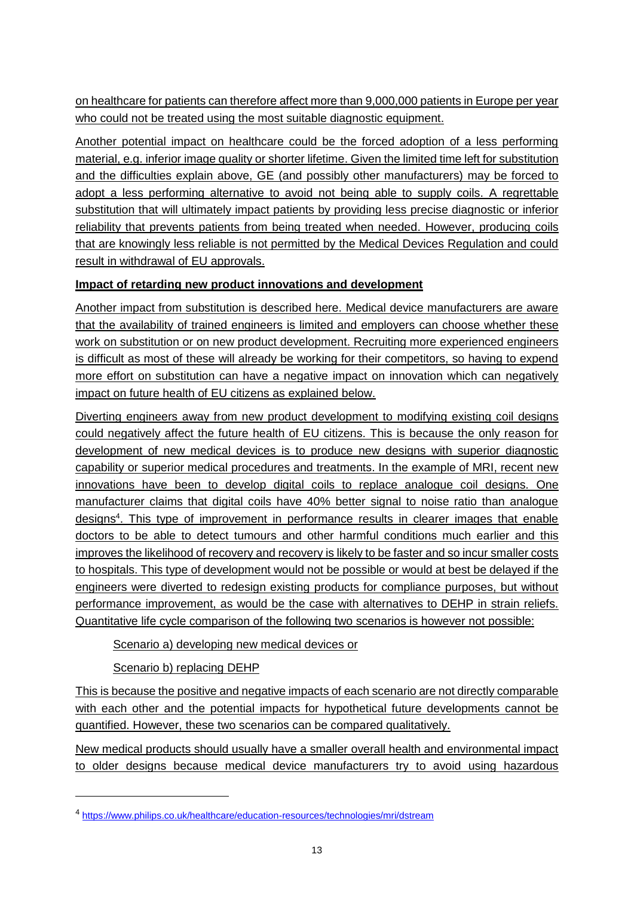on healthcare for patients can therefore affect more than 9,000,000 patients in Europe per year who could not be treated using the most suitable diagnostic equipment.

Another potential impact on healthcare could be the forced adoption of a less performing material, e.g. inferior image quality or shorter lifetime. Given the limited time left for substitution and the difficulties explain above, GE (and possibly other manufacturers) may be forced to adopt a less performing alternative to avoid not being able to supply coils. A regrettable substitution that will ultimately impact patients by providing less precise diagnostic or inferior reliability that prevents patients from being treated when needed. However, producing coils that are knowingly less reliable is not permitted by the Medical Devices Regulation and could result in withdrawal of EU approvals.

**Impact of retarding new product innovations and development**

Another impact from substitution is described here. Medical device manufacturers are aware that the availability of trained engineers is limited and employers can choose whether these work on substitution or on new product development. Recruiting more experienced engineers is difficult as most of these will already be working for their competitors, so having to expend more effort on substitution can have a negative impact on innovation which can negatively impact on future health of EU citizens as explained below.

Diverting engineers away from new product development to modifying existing coil designs could negatively affect the future health of EU citizens. This is because the only reason for development of new medical devices is to produce new designs with superior diagnostic capability or superior medical procedures and treatments. In the example of MRI, recent new innovations have been to develop digital coils to replace analogue coil designs. One manufacturer claims that digital coils have 40% better signal to noise ratio than analogue designs[4]. This type of improvement in performance results in clearer images that enable doctors to be able to detect tumours and other harmful conditions much earlier and this improves the likelihood of recovery and recovery is likely to be faster and so incur smaller costs to hospitals. This type of development would not be possible or would at best be delayed if the engineers were diverted to redesign existing products for compliance purposes, but without performance improvement, as would be the case with alternatives to DEHP in strain reliefs. Quantitative life cycle comparison of the following two scenarios is however not possible:

Scenario a) developing new medical devices or

Scenario b) replacing DEHP

This is because the positive and negative impacts of each scenario are not directly comparable with each other and the potential impacts for hypothetical future developments cannot be quantified. However, these two scenarios can be compared qualitatively.

New medical products should usually have a smaller overall health and environmental impact to older designs because medical device manufacturers try to avoid using hazardous

---

[4] https://www.philips.co.uk/healthcare/education-resources/technologies/mri/dstream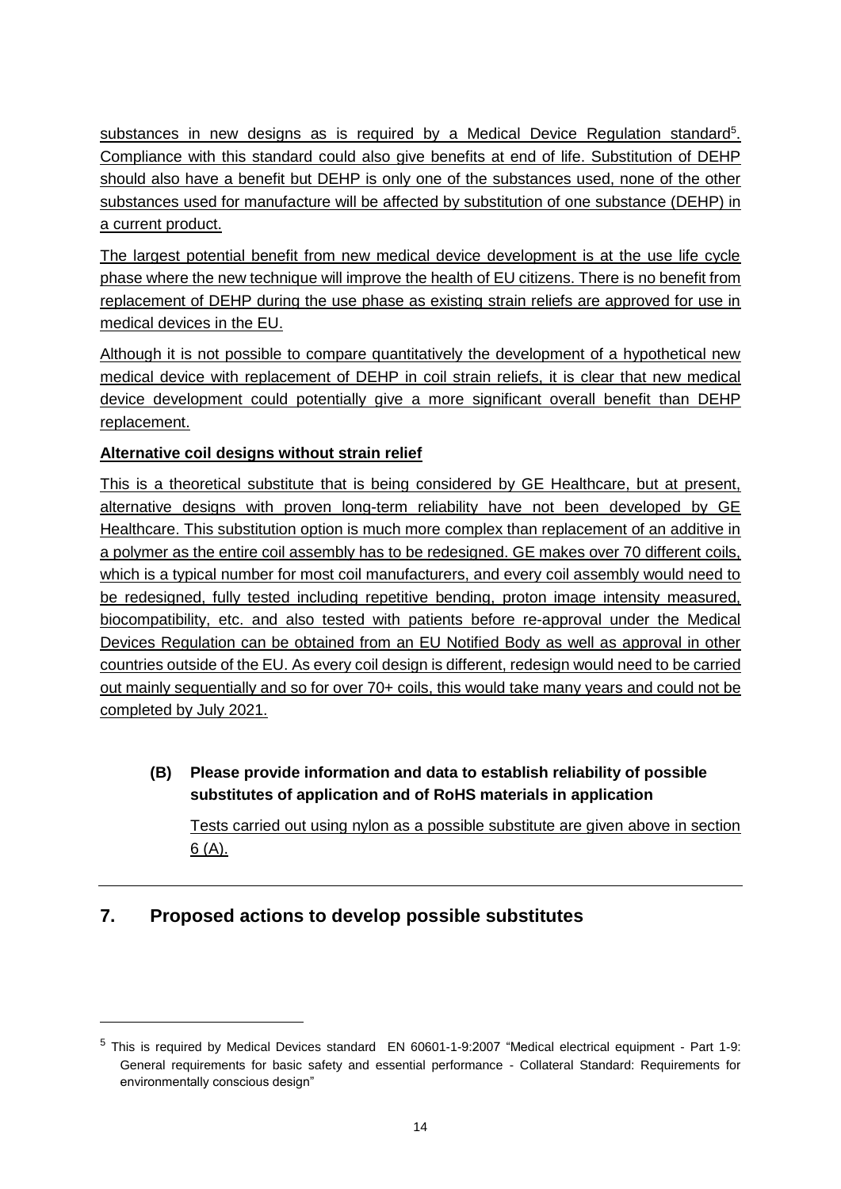substances in new designs as is required by a Medical Device Regulation standard[5]. Compliance with this standard could also give benefits at end of life. Substitution of DEHP should also have a benefit but DEHP is only one of the substances used, none of the other substances used for manufacture will be affected by substitution of one substance (DEHP) in a current product.

The largest potential benefit from new medical device development is at the use life cycle phase where the new technique will improve the health of EU citizens. There is no benefit from replacement of DEHP during the use phase as existing strain reliefs are approved for use in medical devices in the EU.

Although it is not possible to compare quantitatively the development of a hypothetical new medical device with replacement of DEHP in coil strain reliefs, it is clear that new medical device development could potentially give a more significant overall benefit than DEHP replacement.

**Alternative coil designs without strain relief**

This is a theoretical substitute that is being considered by GE Healthcare, but at present, alternative designs with proven long-term reliability have not been developed by GE Healthcare. This substitution option is much more complex than replacement of an additive in a polymer as the entire coil assembly has to be redesigned. GE makes over 70 different coils, which is a typical number for most coil manufacturers, and every coil assembly would need to be redesigned, fully tested including repetitive bending, proton image intensity measured, biocompatibility, etc. and also tested with patients before re-approval under the Medical Devices Regulation can be obtained from an EU Notified Body as well as approval in other countries outside of the EU. As every coil design is different, redesign would need to be carried out mainly sequentially and so for over 70+ coils, this would take many years and could not be completed by July 2021.

**(B) Please provide information and data to establish reliability of possible substitutes of application and of RoHS materials in application**

Tests carried out using nylon as a possible substitute are given above in section 6 (A).

## 7. Proposed actions to develop possible substitutes

[5] This is required by Medical Devices standard EN 60601-1-9:2007 "Medical electrical equipment - Part 1-9: General requirements for basic safety and essential performance - Collateral Standard: Requirements for environmentally conscious design"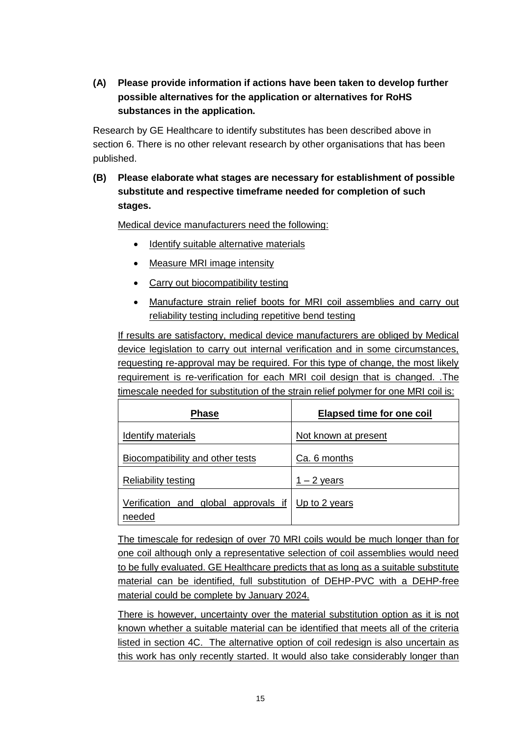**(A) Please provide information if actions have been taken to develop further possible alternatives for the application or alternatives for RoHS substances in the application.**

Research by GE Healthcare to identify substitutes has been described above in section 6. There is no other relevant research by other organisations that has been published.

**(B) Please elaborate what stages are necessary for establishment of possible substitute and respective timeframe needed for completion of such stages.**

Medical device manufacturers need the following:

- Identify suitable alternative materials
- Measure MRI image intensity
- Carry out biocompatibility testing
- Manufacture strain relief boots for MRI coil assemblies and carry out reliability testing including repetitive bend testing

If results are satisfactory, medical device manufacturers are obliged by Medical device legislation to carry out internal verification and in some circumstances, requesting re-approval may be required. For this type of change, the most likely requirement is re-verification for each MRI coil design that is changed. .The timescale needed for substitution of the strain relief polymer for one MRI coil is:

| Phase | Elapsed time for one coil |
|---|---|
| Identify materials | Not known at present |
| Biocompatibility and other tests | Ca. 6 months |
| Reliability testing | 1 – 2 years |
| Verification and global approvals if needed | Up to 2 years |

The timescale for redesign of over 70 MRI coils would be much longer than for one coil although only a representative selection of coil assemblies would need to be fully evaluated. GE Healthcare predicts that as long as a suitable substitute material can be identified, full substitution of DEHP-PVC with a DEHP-free material could be complete by January 2024.

There is however, uncertainty over the material substitution option as it is not known whether a suitable material can be identified that meets all of the criteria listed in section 4C. The alternative option of coil redesign is also uncertain as this work has only recently started. It would also take considerably longer than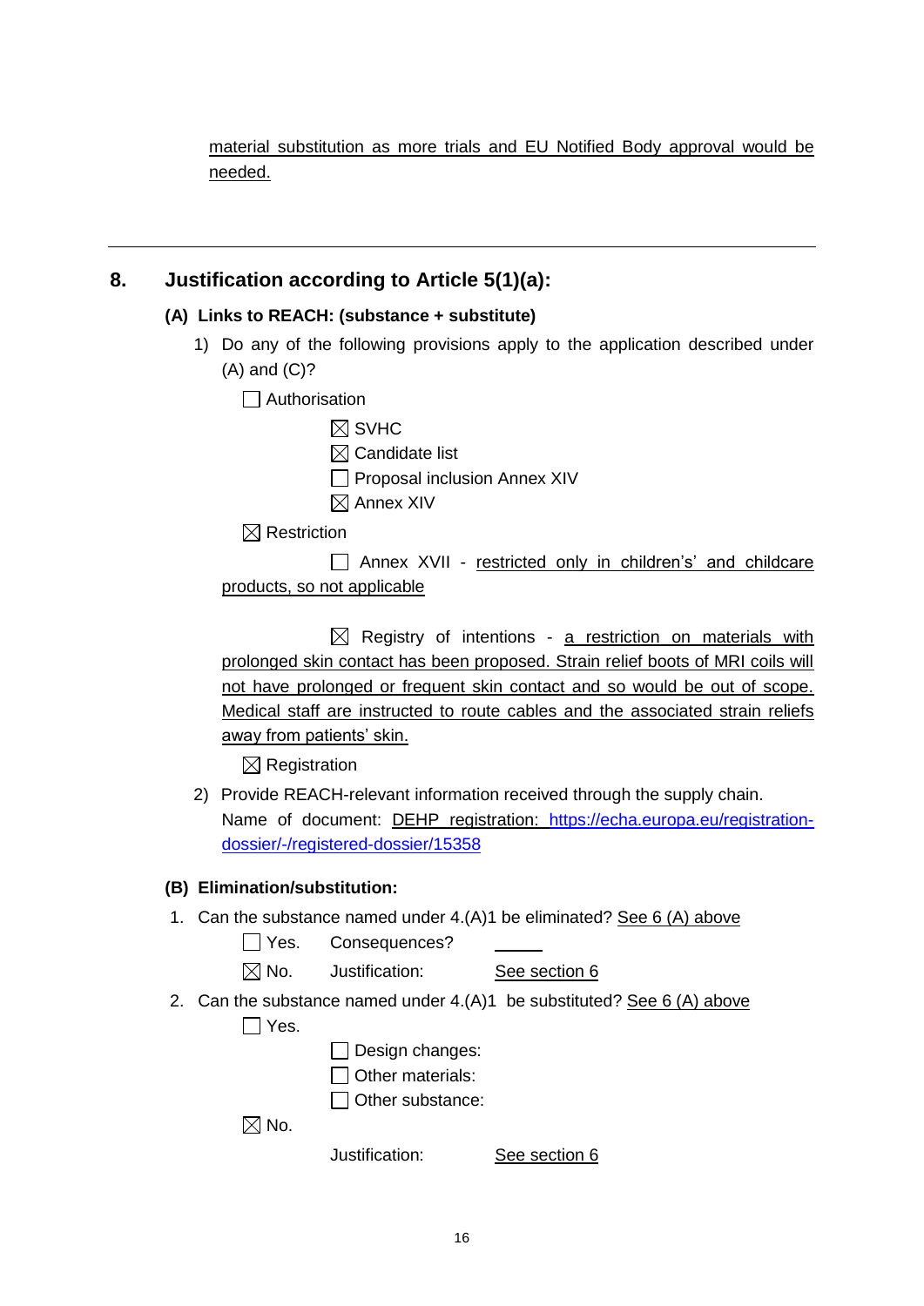material substitution as more trials and EU Notified Body approval would be needed.

---

## 8. Justification according to Article 5(1)(a):

### (A) Links to REACH: (substance + substitute)

1) Do any of the following provisions apply to the application described under (A) and (C)?

   ☐ Authorisation

   ☒ SVHC

   ☒ Candidate list

   ☐ Proposal inclusion Annex XIV

   ☒ Annex XIV

   ☒ Restriction

   ☐ Annex XVII - restricted only in children's' and childcare products, so not applicable

   ☒ Registry of intentions - a restriction on materials with prolonged skin contact has been proposed. Strain relief boots of MRI coils will not have prolonged or frequent skin contact and so would be out of scope. Medical staff are instructed to route cables and the associated strain reliefs away from patients' skin.

   ☒ Registration

2) Provide REACH-relevant information received through the supply chain.
   Name of document: DEHP registration: https://echa.europa.eu/registration-dossier/-/registered-dossier/15358

### (B) Elimination/substitution:

1. Can the substance named under 4.(A)1 be eliminated? See 6 (A) above

   ☐ Yes. Consequences? \_\_\_\_\_

   ☒ No. Justification: See section 6

2. Can the substance named under 4.(A)1 be substituted? See 6 (A) above

   ☐ Yes.

   ☐ Design changes:

   ☐ Other materials:

   ☐ Other substance:

   ☒ No.

   Justification: See section 6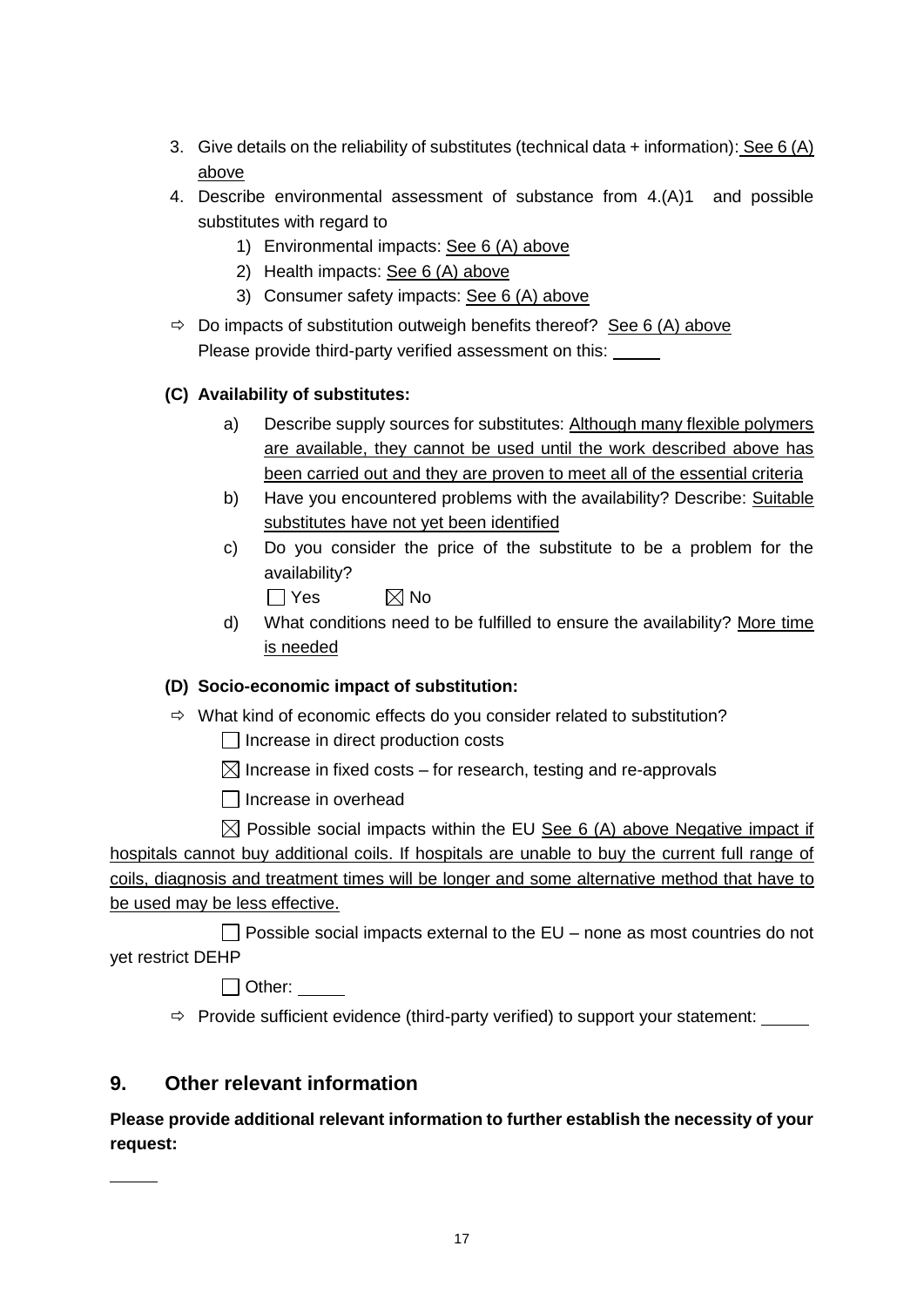3. Give details on the reliability of substitutes (technical data + information): See 6 (A) above
4. Describe environmental assessment of substance from 4.(A)1 and possible substitutes with regard to
   1) Environmental impacts: See 6 (A) above
   2) Health impacts: See 6 (A) above
   3) Consumer safety impacts: See 6 (A) above

⇨ Do impacts of substitution outweigh benefits thereof? See 6 (A) above
Please provide third-party verified assessment on this: \_\_\_\_\_

**(C) Availability of substitutes:**

a) Describe supply sources for substitutes: Although many flexible polymers are available, they cannot be used until the work described above has been carried out and they are proven to meet all of the essential criteria

b) Have you encountered problems with the availability? Describe: Suitable substitutes have not yet been identified

c) Do you consider the price of the substitute to be a problem for the availability?

☐ Yes ☒ No

d) What conditions need to be fulfilled to ensure the availability? More time is needed

**(D) Socio-economic impact of substitution:**

⇨ What kind of economic effects do you consider related to substitution?

☐ Increase in direct production costs

☒ Increase in fixed costs – for research, testing and re-approvals

☐ Increase in overhead

☒ Possible social impacts within the EU See 6 (A) above Negative impact if hospitals cannot buy additional coils. If hospitals are unable to buy the current full range of coils, diagnosis and treatment times will be longer and some alternative method that have to be used may be less effective.

☐ Possible social impacts external to the EU – none as most countries do not yet restrict DEHP

☐ Other: \_\_\_\_\_

⇨ Provide sufficient evidence (third-party verified) to support your statement: \_\_\_\_\_

## 9. Other relevant information

**Please provide additional relevant information to further establish the necessity of your request:**

\_\_\_\_\_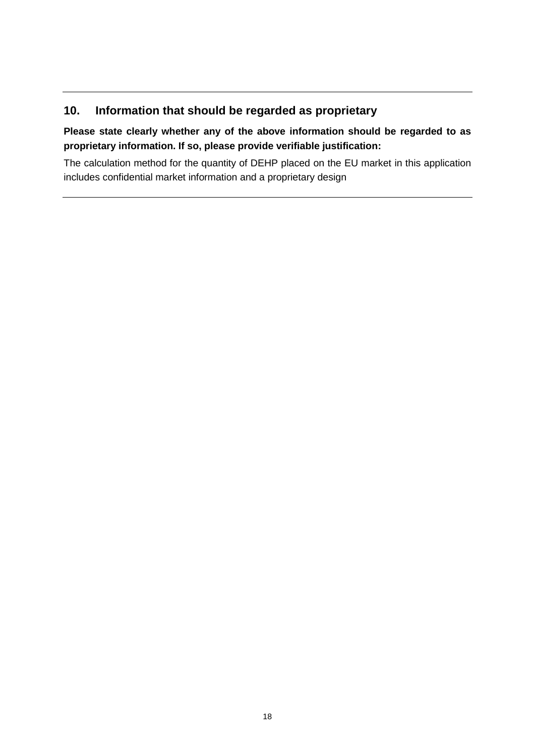## 10. Information that should be regarded as proprietary

**Please state clearly whether any of the above information should be regarded to as proprietary information. If so, please provide verifiable justification:**

The calculation method for the quantity of DEHP placed on the EU market in this application includes confidential market information and a proprietary design